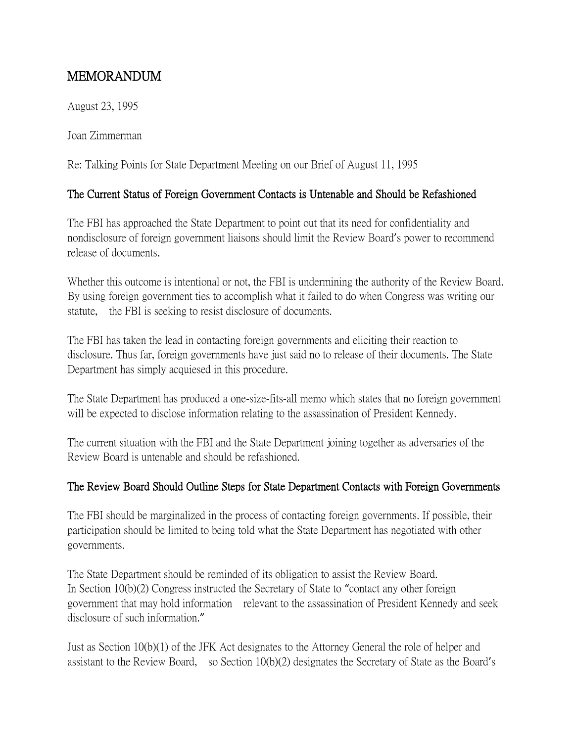# MEMORANDUM

August 23, 1995

Joan Zimmerman

Re: Talking Points for State Department Meeting on our Brief of August 11, 1995

## The Current Status of Foreign Government Contacts is Untenable and Should be Refashioned

The FBI has approached the State Department to point out that its need for confidentiality and nondisclosure of foreign government liaisons should limit the Review Board's power to recommend release of documents.

Whether this outcome is intentional or not, the FBI is undermining the authority of the Review Board. By using foreign government ties to accomplish what it failed to do when Congress was writing our statute, the FBI is seeking to resist disclosure of documents.

The FBI has taken the lead in contacting foreign governments and eliciting their reaction to disclosure. Thus far, foreign governments have just said no to release of their documents. The State Department has simply acquiesed in this procedure.

The State Department has produced a one-size-fits-all memo which states that no foreign government will be expected to disclose information relating to the assassination of President Kennedy.

The current situation with the FBI and the State Department joining together as adversaries of the Review Board is untenable and should be refashioned.

## The Review Board Should Outline Steps for State Department Contacts with Foreign Governments

The FBI should be marginalized in the process of contacting foreign governments. If possible, their participation should be limited to being told what the State Department has negotiated with other governments.

The State Department should be reminded of its obligation to assist the Review Board. In Section 10(b)(2) Congress instructed the Secretary of State to "contact any other foreign government that may hold information relevant to the assassination of President Kennedy and seek disclosure of such information."

Just as Section 10(b)(1) of the JFK Act designates to the Attorney General the role of helper and assistant to the Review Board, so Section 10(b)(2) designates the Secretary of State as the Board's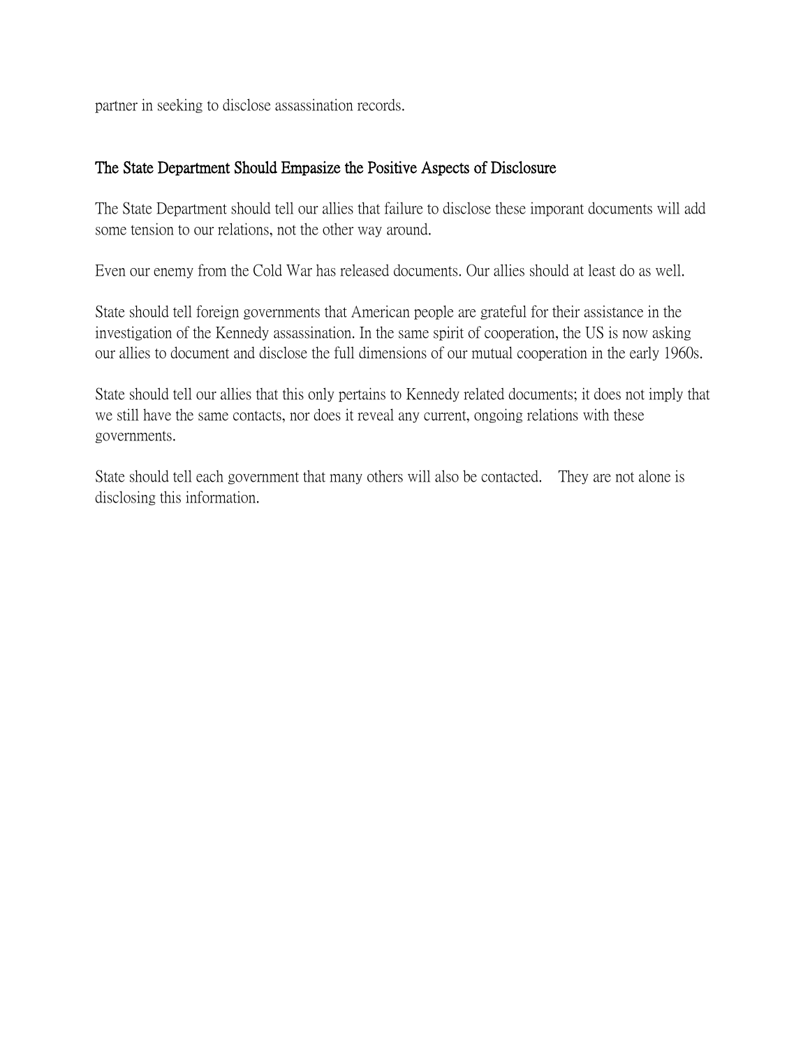partner in seeking to disclose assassination records.

## The State Department Should Empasize the Positive Aspects of Disclosure

The State Department should tell our allies that failure to disclose these imporant documents will add some tension to our relations, not the other way around.

Even our enemy from the Cold War has released documents. Our allies should at least do as well.

State should tell foreign governments that American people are grateful for their assistance in the investigation of the Kennedy assassination. In the same spirit of cooperation, the US is now asking our allies to document and disclose the full dimensions of our mutual cooperation in the early 1960s.

State should tell our allies that this only pertains to Kennedy related documents; it does not imply that we still have the same contacts, nor does it reveal any current, ongoing relations with these governments.

State should tell each government that many others will also be contacted. They are not alone is disclosing this information.